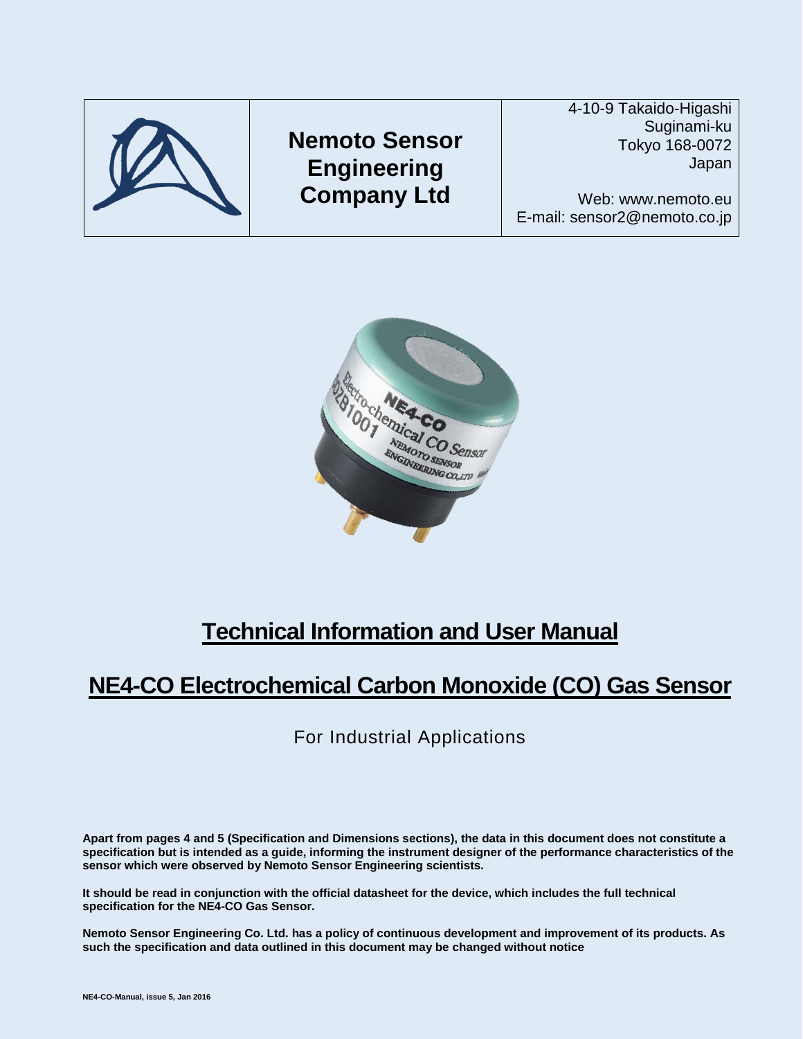| | Nemoto Sensor Engineering Company Ltd | 4-10-9 Takaido-Higashi<br>Suginami-ku<br>Tokyo 168-0072<br>Japan<br><br>Web: www.nemoto.eu<br>E-mail: sensor2@nemoto.co.jp |
|---|---|---|

# Technical Information and User Manual

# NE4-CO Electrochemical Carbon Monoxide (CO) Gas Sensor

For Industrial Applications

**Apart from pages 4 and 5 (Specification and Dimensions sections), the data in this document does not constitute a specification but is intended as a guide, informing the instrument designer of the performance characteristics of the sensor which were observed by Nemoto Sensor Engineering scientists.**

**It should be read in conjunction with the official datasheet for the device, which includes the full technical specification for the NE4-CO Gas Sensor.**

**Nemoto Sensor Engineering Co. Ltd. has a policy of continuous development and improvement of its products. As such the specification and data outlined in this document may be changed without notice**

**NE4-CO-Manual, issue 5, Jan 2016**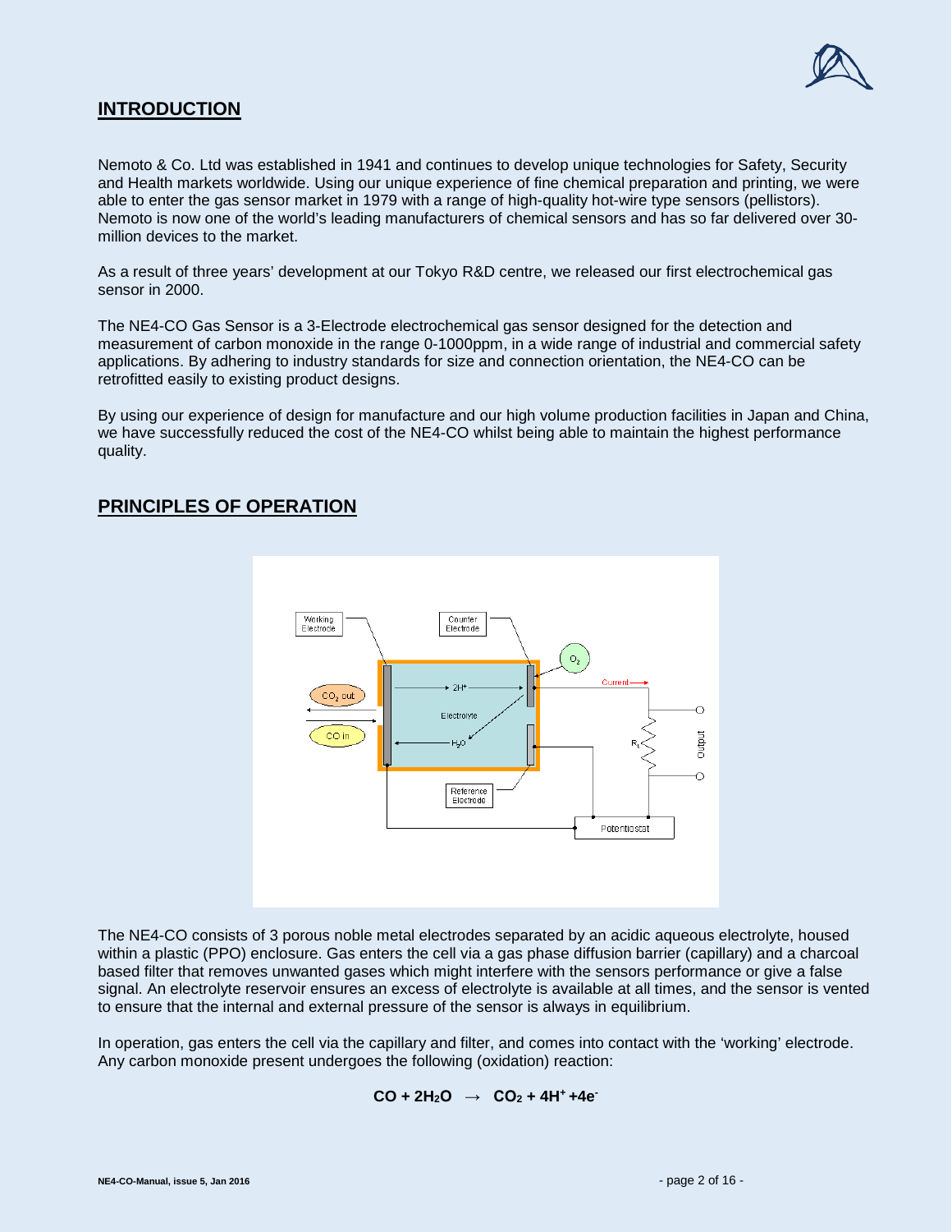## INTRODUCTION

Nemoto & Co. Ltd was established in 1941 and continues to develop unique technologies for Safety, Security and Health markets worldwide. Using our unique experience of fine chemical preparation and printing, we were able to enter the gas sensor market in 1979 with a range of high-quality hot-wire type sensors (pellistors). Nemoto is now one of the world's leading manufacturers of chemical sensors and has so far delivered over 30-million devices to the market.

As a result of three years' development at our Tokyo R&D centre, we released our first electrochemical gas sensor in 2000.

The NE4-CO Gas Sensor is a 3-Electrode electrochemical gas sensor designed for the detection and measurement of carbon monoxide in the range 0-1000ppm, in a wide range of industrial and commercial safety applications. By adhering to industry standards for size and connection orientation, the NE4-CO can be retrofitted easily to existing product designs.

By using our experience of design for manufacture and our high volume production facilities in Japan and China, we have successfully reduced the cost of the NE4-CO whilst being able to maintain the highest performance quality.

## PRINCIPLES OF OPERATION

The NE4-CO consists of 3 porous noble metal electrodes separated by an acidic aqueous electrolyte, housed within a plastic (PPO) enclosure. Gas enters the cell via a gas phase diffusion barrier (capillary) and a charcoal based filter that removes unwanted gases which might interfere with the sensors performance or give a false signal. An electrolyte reservoir ensures an excess of electrolyte is available at all times, and the sensor is vented to ensure that the internal and external pressure of the sensor is always in equilibrium.

In operation, gas enters the cell via the capillary and filter, and comes into contact with the 'working' electrode. Any carbon monoxide present undergoes the following (oxidation) reaction:

$$CO + 2H_2O \rightarrow CO_2 + 4H^+ + 4e^-$$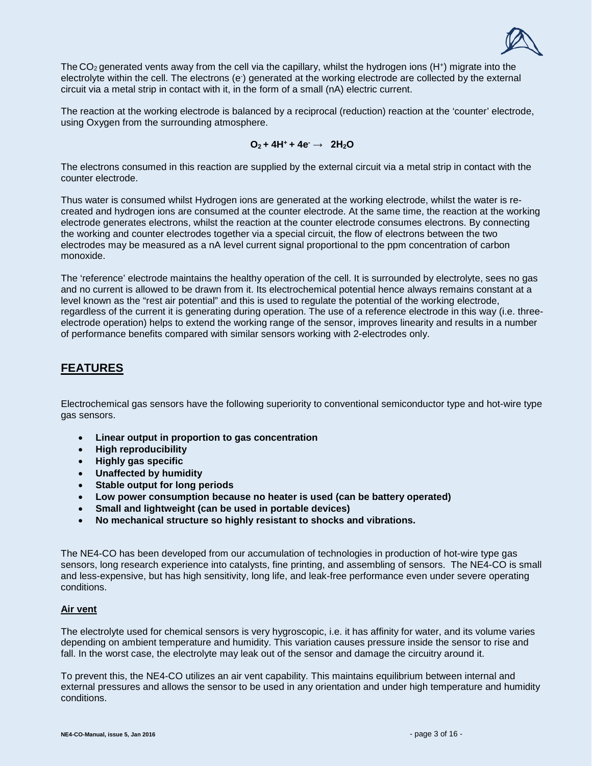The $CO_2$ generated vents away from the cell via the capillary, whilst the hydrogen ions ($H^+$) migrate into the electrolyte within the cell. The electrons ($e^-$) generated at the working electrode are collected by the external circuit via a metal strip in contact with it, in the form of a small (nA) electric current.

The reaction at the working electrode is balanced by a reciprocal (reduction) reaction at the 'counter' electrode, using Oxygen from the surrounding atmosphere.

$$O_2 + 4H^+ + 4e^- \rightarrow 2H_2O$$

The electrons consumed in this reaction are supplied by the external circuit via a metal strip in contact with the counter electrode.

Thus water is consumed whilst Hydrogen ions are generated at the working electrode, whilst the water is re-created and hydrogen ions are consumed at the counter electrode. At the same time, the reaction at the working electrode generates electrons, whilst the reaction at the counter electrode consumes electrons. By connecting the working and counter electrodes together via a special circuit, the flow of electrons between the two electrodes may be measured as a nA level current signal proportional to the ppm concentration of carbon monoxide.

The 'reference' electrode maintains the healthy operation of the cell. It is surrounded by electrolyte, sees no gas and no current is allowed to be drawn from it. Its electrochemical potential hence always remains constant at a level known as the "rest air potential" and this is used to regulate the potential of the working electrode, regardless of the current it is generating during operation. The use of a reference electrode in this way (i.e. three-electrode operation) helps to extend the working range of the sensor, improves linearity and results in a number of performance benefits compared with similar sensors working with 2-electrodes only.

## FEATURES

Electrochemical gas sensors have the following superiority to conventional semiconductor type and hot-wire type gas sensors.

- **Linear output in proportion to gas concentration**
- **High reproducibility**
- **Highly gas specific**
- **Unaffected by humidity**
- **Stable output for long periods**
- **Low power consumption because no heater is used (can be battery operated)**
- **Small and lightweight (can be used in portable devices)**
- **No mechanical structure so highly resistant to shocks and vibrations.**

The NE4-CO has been developed from our accumulation of technologies in production of hot-wire type gas sensors, long research experience into catalysts, fine printing, and assembling of sensors. The NE4-CO is small and less-expensive, but has high sensitivity, long life, and leak-free performance even under severe operating conditions.

### Air vent

The electrolyte used for chemical sensors is very hygroscopic, i.e. it has affinity for water, and its volume varies depending on ambient temperature and humidity. This variation causes pressure inside the sensor to rise and fall. In the worst case, the electrolyte may leak out of the sensor and damage the circuitry around it.

To prevent this, the NE4-CO utilizes an air vent capability. This maintains equilibrium between internal and external pressures and allows the sensor to be used in any orientation and under high temperature and humidity conditions.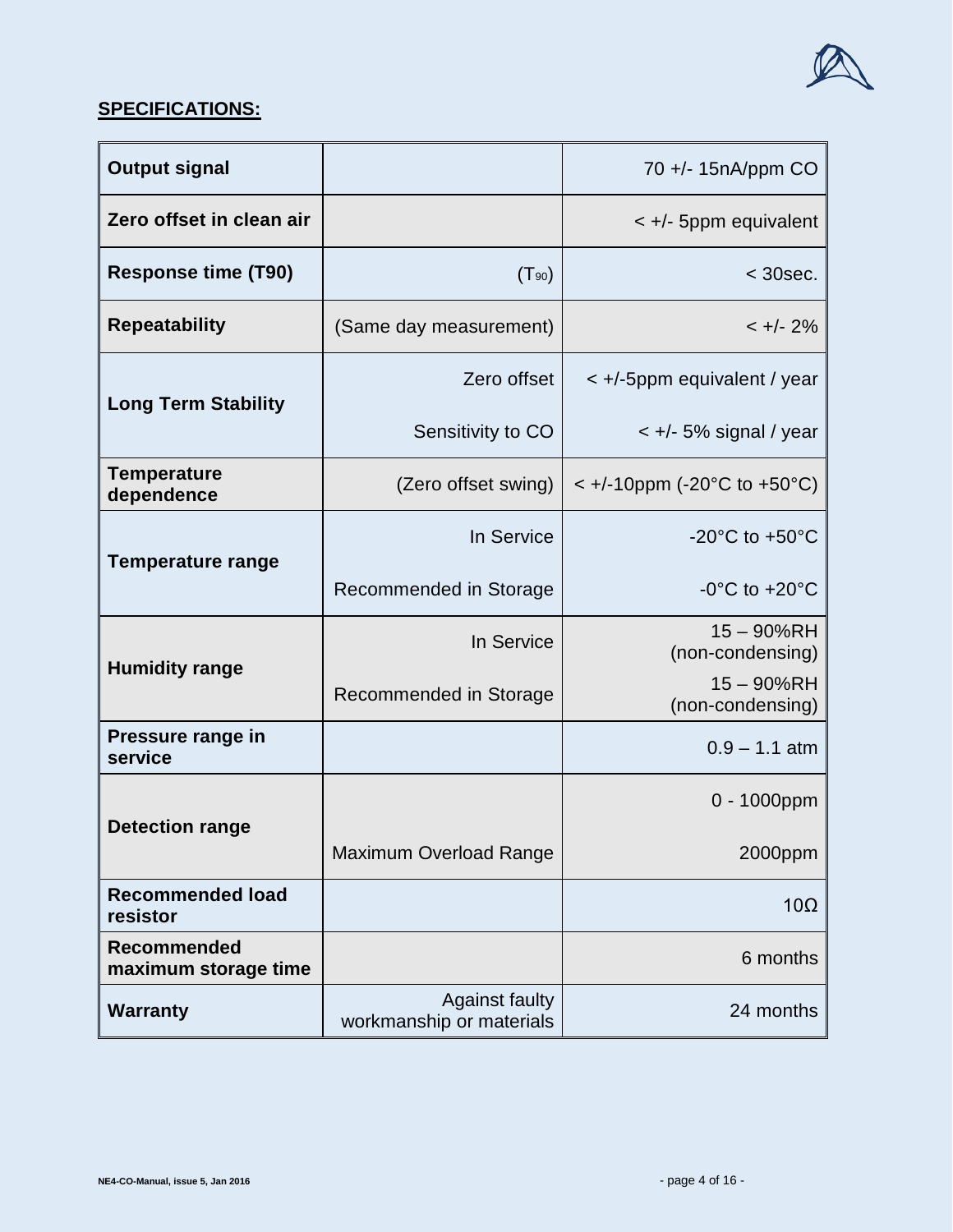## SPECIFICATIONS:

| | | |
|---|---|---|
| **Output signal** | | 70 +/- 15nA/ppm CO |
| **Zero offset in clean air** | | < +/- 5ppm equivalent |
| **Response time (T90)** | ($T_{90}$) | < 30sec. |
| **Repeatability** | (Same day measurement) | < +/- 2% |
| **Long Term Stability** | Zero offset | < +/-5ppm equivalent / year |
| | Sensitivity to CO | < +/- 5% signal / year |
| **Temperature dependence** | (Zero offset swing) | < +/-10ppm (-20°C to +50°C) |
| **Temperature range** | In Service | -20°C to +50°C |
| | Recommended in Storage | -0°C to +20°C |
| **Humidity range** | In Service | 15 – 90%RH (non-condensing) |
| | Recommended in Storage | 15 – 90%RH (non-condensing) |
| **Pressure range in service** | | 0.9 – 1.1 atm |
| **Detection range** | | 0 - 1000ppm |
| | Maximum Overload Range | 2000ppm |
| **Recommended load resistor** | | 10Ω |
| **Recommended maximum storage time** | | 6 months |
| **Warranty** | Against faulty workmanship or materials | 24 months |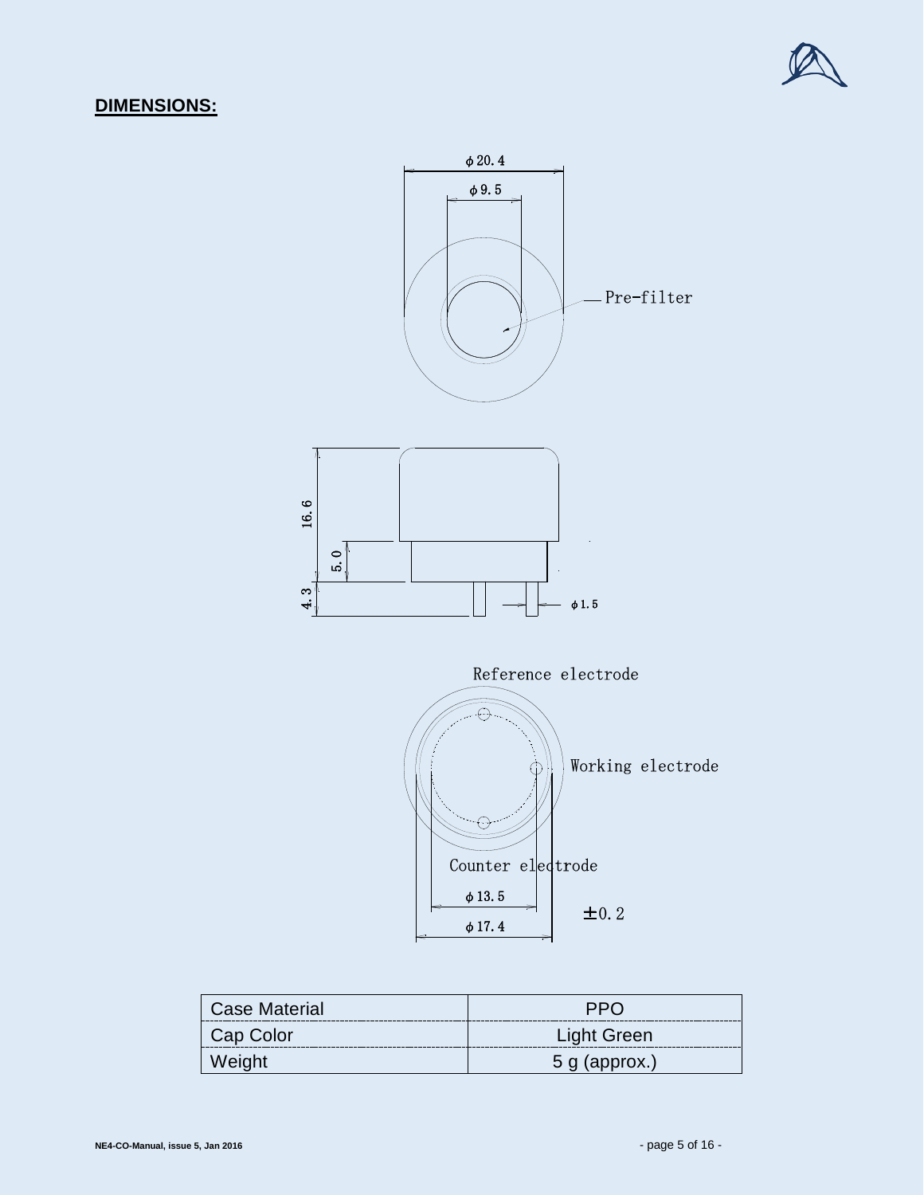## DIMENSIONS:

ϕ20.4

ϕ9.5

Pre-filter

16.6

5.0

4.3

ϕ1.5

Reference electrode

Working electrode

Counter electrode

ϕ13.5

ϕ17.4

±0.2

| Case Material | PPO |
|---|---|
| Cap Color | Light Green |
| Weight | 5 g (approx.) |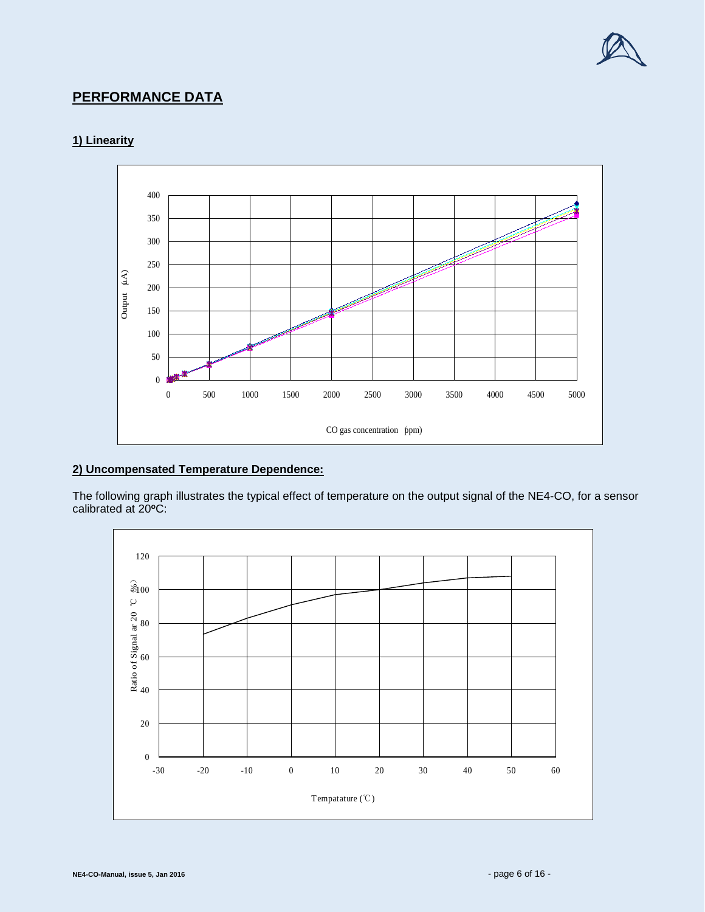## PERFORMANCE DATA

### 1) Linearity

### 2) Uncompensated Temperature Dependence:

The following graph illustrates the typical effect of temperature on the output signal of the NE4-CO, for a sensor calibrated at 20ºC: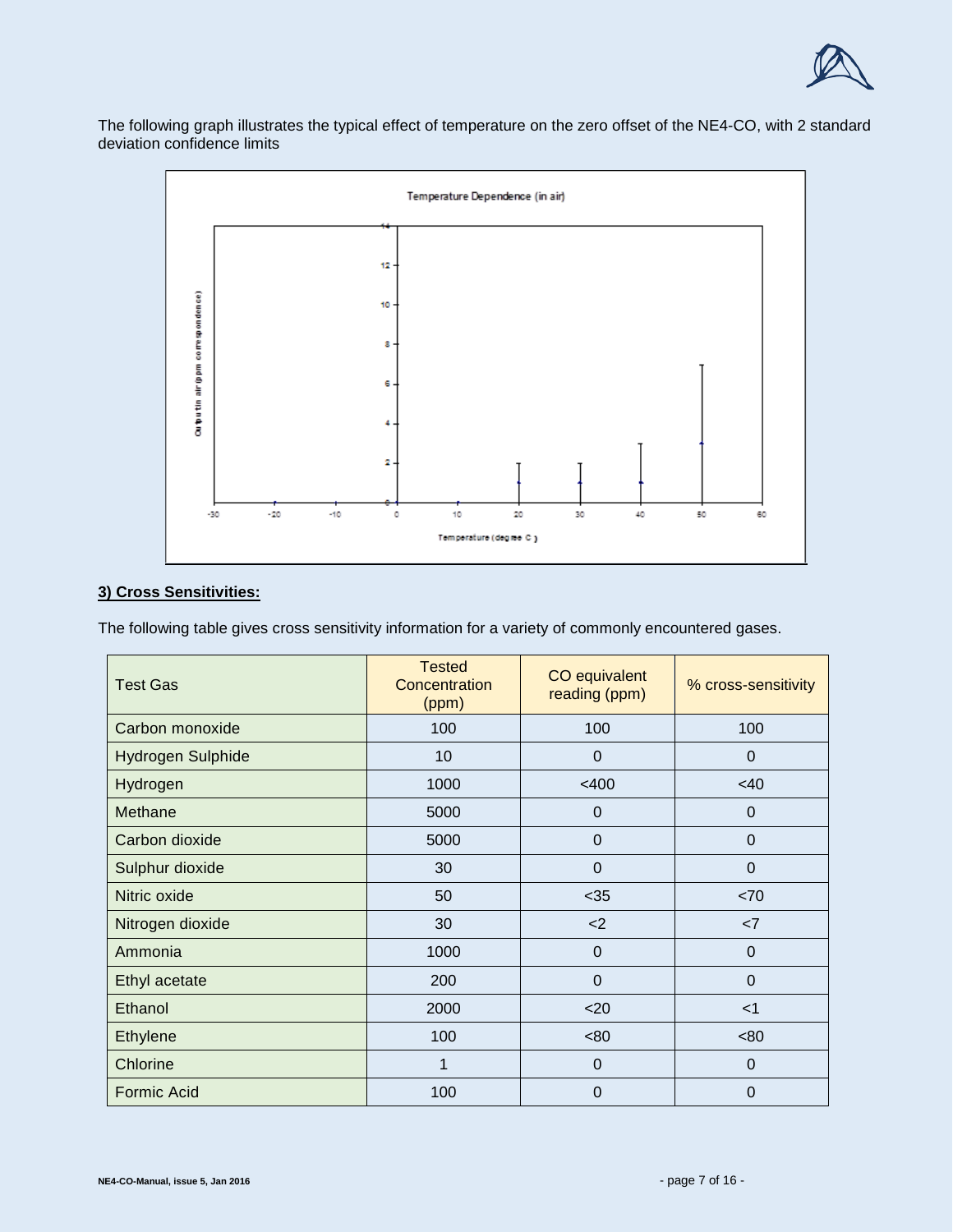The following graph illustrates the typical effect of temperature on the zero offset of the NE4-CO, with 2 standard deviation confidence limits

### 3) Cross Sensitivities:

The following table gives cross sensitivity information for a variety of commonly encountered gases.

| Test Gas | Tested Concentration (ppm) | CO equivalent reading (ppm) | % cross-sensitivity |
|---|---|---|---|
| Carbon monoxide | 100 | 100 | 100 |
| Hydrogen Sulphide | 10 | 0 | 0 |
| Hydrogen | 1000 | <400 | <40 |
| Methane | 5000 | 0 | 0 |
| Carbon dioxide | 5000 | 0 | 0 |
| Sulphur dioxide | 30 | 0 | 0 |
| Nitric oxide | 50 | <35 | <70 |
| Nitrogen dioxide | 30 | <2 | <7 |
| Ammonia | 1000 | 0 | 0 |
| Ethyl acetate | 200 | 0 | 0 |
| Ethanol | 2000 | <20 | <1 |
| Ethylene | 100 | <80 | <80 |
| Chlorine | 1 | 0 | 0 |
| Formic Acid | 100 | 0 | 0 |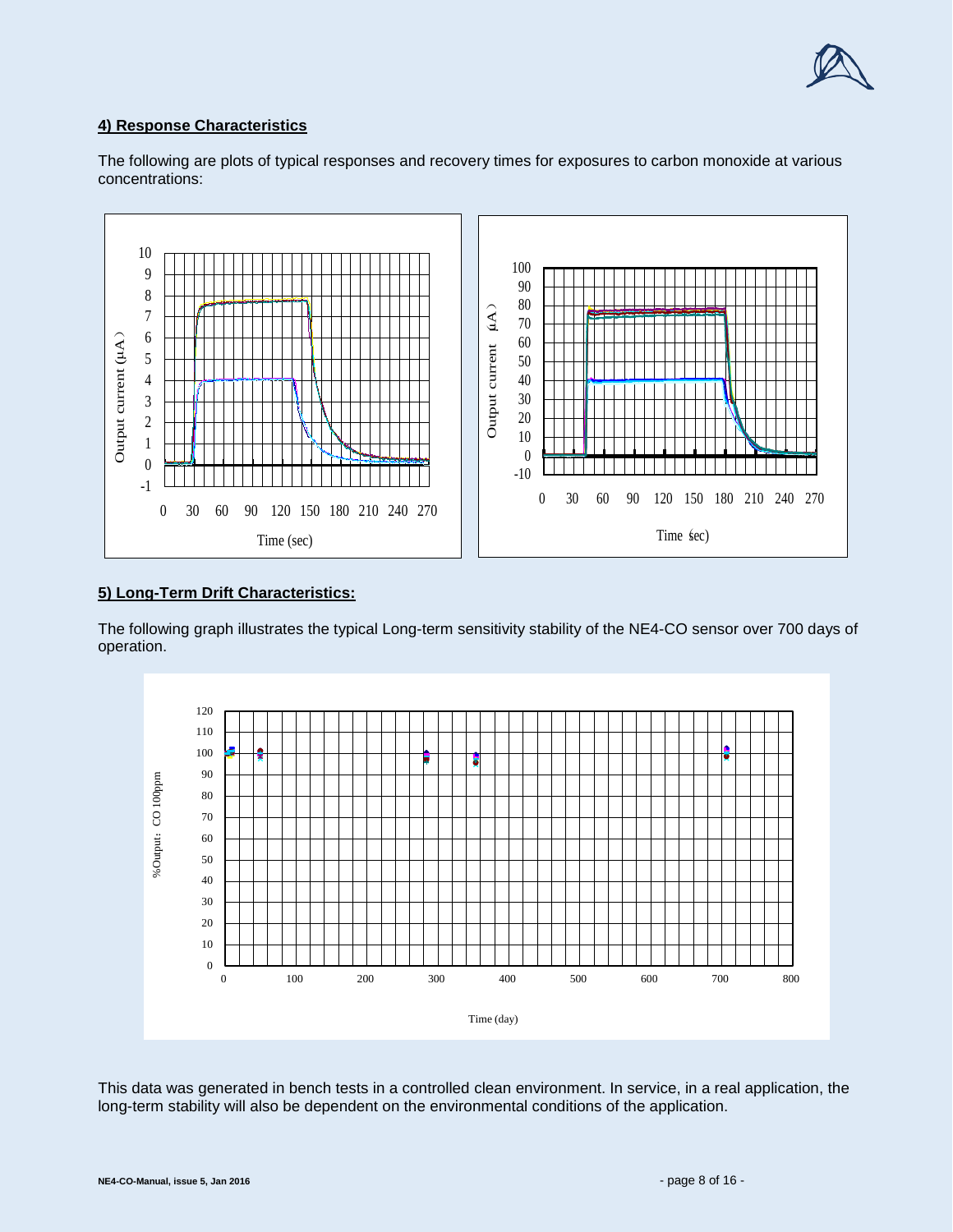## 4) Response Characteristics

The following are plots of typical responses and recovery times for exposures to carbon monoxide at various concentrations:

## 5) Long-Term Drift Characteristics:

The following graph illustrates the typical Long-term sensitivity stability of the NE4-CO sensor over 700 days of operation.

This data was generated in bench tests in a controlled clean environment. In service, in a real application, the long-term stability will also be dependent on the environmental conditions of the application.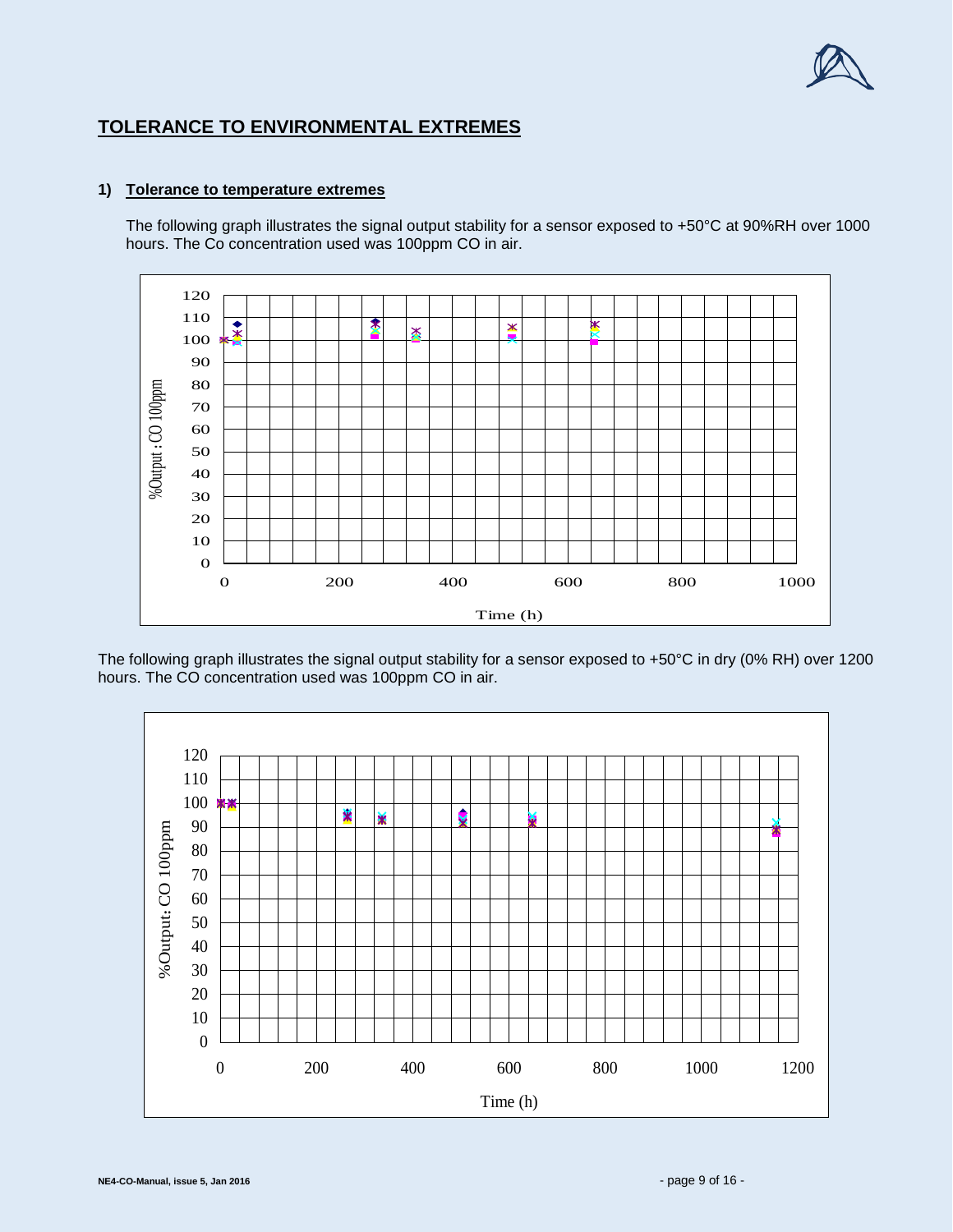# TOLERANCE TO ENVIRONMENTAL EXTREMES

### 1) Tolerance to temperature extremes

The following graph illustrates the signal output stability for a sensor exposed to +50°C at 90%RH over 1000 hours. The Co concentration used was 100ppm CO in air.

The following graph illustrates the signal output stability for a sensor exposed to +50°C in dry (0% RH) over 1200 hours. The CO concentration used was 100ppm CO in air.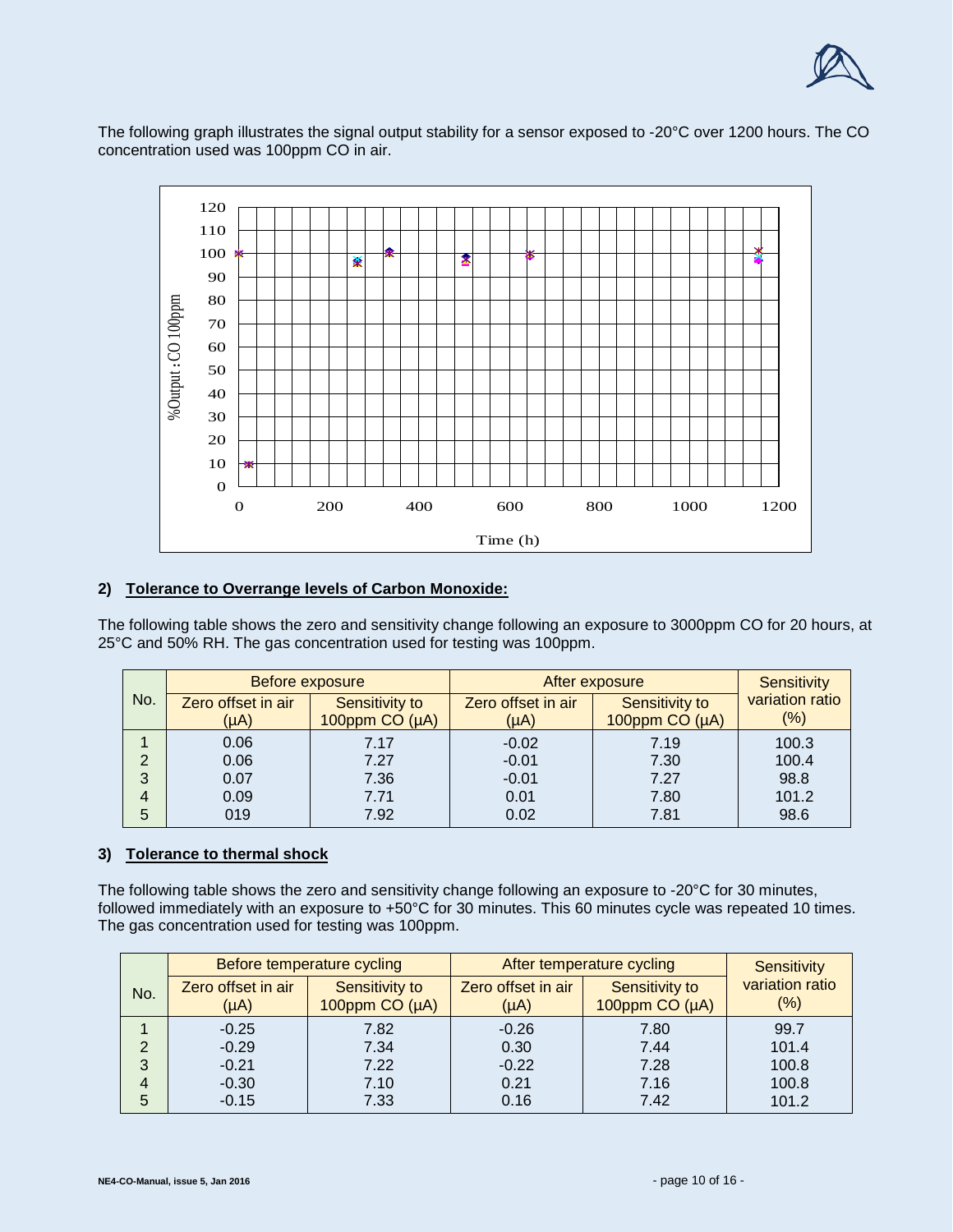The following graph illustrates the signal output stability for a sensor exposed to -20°C over 1200 hours. The CO concentration used was 100ppm CO in air.

## 2) Tolerance to Overrange levels of Carbon Monoxide:

The following table shows the zero and sensitivity change following an exposure to 3000ppm CO for 20 hours, at 25°C and 50% RH. The gas concentration used for testing was 100ppm.

| No. | Before exposure | | After exposure | | Sensitivity variation ratio (%) |
|---|---|---|---|---|---|
| | Zero offset in air (µA) | Sensitivity to 100ppm CO (µA) | Zero offset in air (µA) | Sensitivity to 100ppm CO (µA) | |
| 1 | 0.06 | 7.17 | -0.02 | 7.19 | 100.3 |
| 2 | 0.06 | 7.27 | -0.01 | 7.30 | 100.4 |
| 3 | 0.07 | 7.36 | -0.01 | 7.27 | 98.8 |
| 4 | 0.09 | 7.71 | 0.01 | 7.80 | 101.2 |
| 5 | 019 | 7.92 | 0.02 | 7.81 | 98.6 |

## 3) Tolerance to thermal shock

The following table shows the zero and sensitivity change following an exposure to -20°C for 30 minutes, followed immediately with an exposure to +50°C for 30 minutes. This 60 minutes cycle was repeated 10 times. The gas concentration used for testing was 100ppm.

| No. | Before temperature cycling | | After temperature cycling | | Sensitivity variation ratio (%) |
|---|---|---|---|---|---|
| | Zero offset in air (µA) | Sensitivity to 100ppm CO (µA) | Zero offset in air (µA) | Sensitivity to 100ppm CO (µA) | |
| 1 | -0.25 | 7.82 | -0.26 | 7.80 | 99.7 |
| 2 | -0.29 | 7.34 | 0.30 | 7.44 | 101.4 |
| 3 | -0.21 | 7.22 | -0.22 | 7.28 | 100.8 |
| 4 | -0.30 | 7.10 | 0.21 | 7.16 | 100.8 |
| 5 | -0.15 | 7.33 | 0.16 | 7.42 | 101.2 |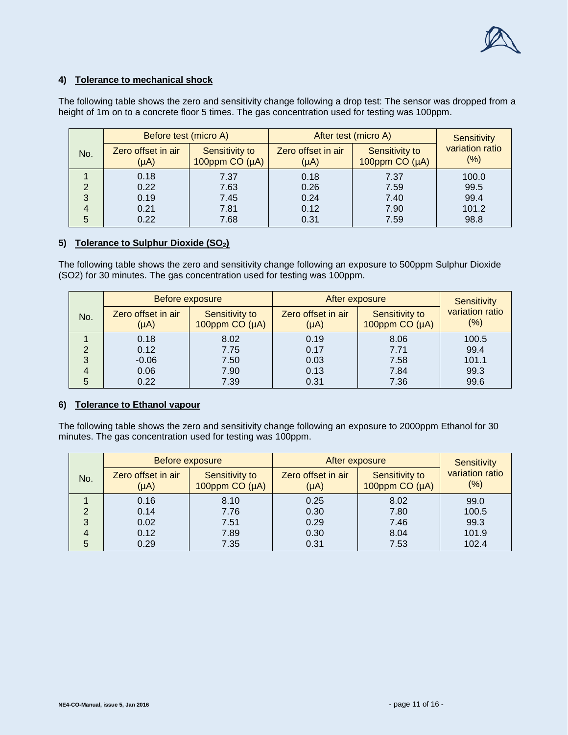### 4) Tolerance to mechanical shock

The following table shows the zero and sensitivity change following a drop test: The sensor was dropped from a height of 1m on to a concrete floor 5 times. The gas concentration used for testing was 100ppm.

| No. | Before test (micro A) | | After test (micro A) | | Sensitivity variation ratio (%) |
|---|---|---|---|---|---|
| | Zero offset in air (μA) | Sensitivity to 100ppm CO (μA) | Zero offset in air (μA) | Sensitivity to 100ppm CO (μA) | |
| 1 | 0.18 | 7.37 | 0.18 | 7.37 | 100.0 |
| 2 | 0.22 | 7.63 | 0.26 | 7.59 | 99.5 |
| 3 | 0.19 | 7.45 | 0.24 | 7.40 | 99.4 |
| 4 | 0.21 | 7.81 | 0.12 | 7.90 | 101.2 |
| 5 | 0.22 | 7.68 | 0.31 | 7.59 | 98.8 |

### 5) Tolerance to Sulphur Dioxide ($SO_2$)

The following table shows the zero and sensitivity change following an exposure to 500ppm Sulphur Dioxide (SO2) for 30 minutes. The gas concentration used for testing was 100ppm.

| No. | Before exposure | | After exposure | | Sensitivity variation ratio (%) |
|---|---|---|---|---|---|
| | Zero offset in air (μA) | Sensitivity to 100ppm CO (μA) | Zero offset in air (μA) | Sensitivity to 100ppm CO (μA) | |
| 1 | 0.18 | 8.02 | 0.19 | 8.06 | 100.5 |
| 2 | 0.12 | 7.75 | 0.17 | 7.71 | 99.4 |
| 3 | -0.06 | 7.50 | 0.03 | 7.58 | 101.1 |
| 4 | 0.06 | 7.90 | 0.13 | 7.84 | 99.3 |
| 5 | 0.22 | 7.39 | 0.31 | 7.36 | 99.6 |

### 6) Tolerance to Ethanol vapour

The following table shows the zero and sensitivity change following an exposure to 2000ppm Ethanol for 30 minutes. The gas concentration used for testing was 100ppm.

| No. | Before exposure | | After exposure | | Sensitivity variation ratio (%) |
|---|---|---|---|---|---|
| | Zero offset in air (μA) | Sensitivity to 100ppm CO (μA) | Zero offset in air (μA) | Sensitivity to 100ppm CO (μA) | |
| 1 | 0.16 | 8.10 | 0.25 | 8.02 | 99.0 |
| 2 | 0.14 | 7.76 | 0.30 | 7.80 | 100.5 |
| 3 | 0.02 | 7.51 | 0.29 | 7.46 | 99.3 |
| 4 | 0.12 | 7.89 | 0.30 | 8.04 | 101.9 |
| 5 | 0.29 | 7.35 | 0.31 | 7.53 | 102.4 |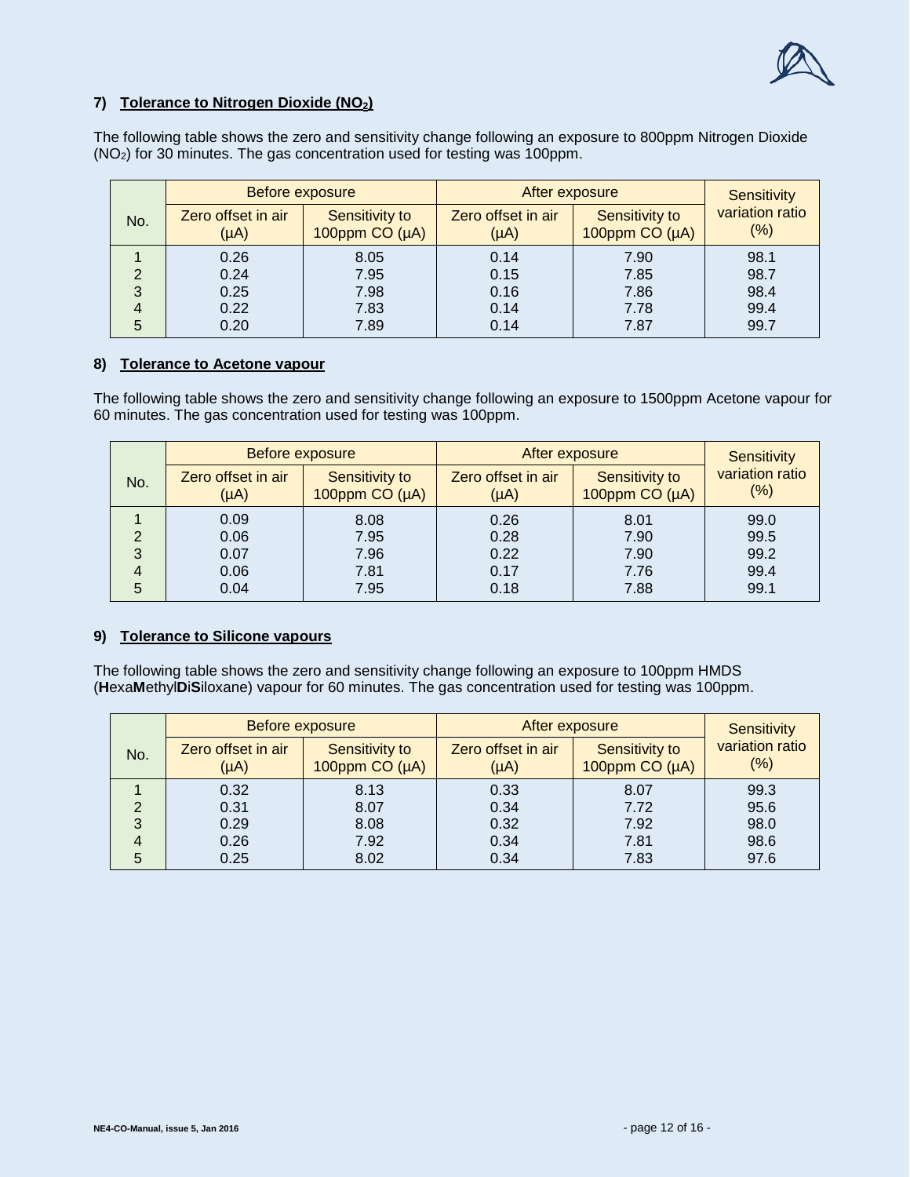### 7) Tolerance to Nitrogen Dioxide ($NO_2$)

The following table shows the zero and sensitivity change following an exposure to 800ppm Nitrogen Dioxide ($NO_2$) for 30 minutes. The gas concentration used for testing was 100ppm.

| No. | Before exposure | | After exposure | | Sensitivity variation ratio (%) |
|---|---|---|---|---|---|
| | Zero offset in air (µA) | Sensitivity to 100ppm CO (µA) | Zero offset in air (µA) | Sensitivity to 100ppm CO (µA) | |
| 1 | 0.26 | 8.05 | 0.14 | 7.90 | 98.1 |
| 2 | 0.24 | 7.95 | 0.15 | 7.85 | 98.7 |
| 3 | 0.25 | 7.98 | 0.16 | 7.86 | 98.4 |
| 4 | 0.22 | 7.83 | 0.14 | 7.78 | 99.4 |
| 5 | 0.20 | 7.89 | 0.14 | 7.87 | 99.7 |

### 8) Tolerance to Acetone vapour

The following table shows the zero and sensitivity change following an exposure to 1500ppm Acetone vapour for 60 minutes. The gas concentration used for testing was 100ppm.

| No. | Before exposure | | After exposure | | Sensitivity variation ratio (%) |
|---|---|---|---|---|---|
| | Zero offset in air (µA) | Sensitivity to 100ppm CO (µA) | Zero offset in air (µA) | Sensitivity to 100ppm CO (µA) | |
| 1 | 0.09 | 8.08 | 0.26 | 8.01 | 99.0 |
| 2 | 0.06 | 7.95 | 0.28 | 7.90 | 99.5 |
| 3 | 0.07 | 7.96 | 0.22 | 7.90 | 99.2 |
| 4 | 0.06 | 7.81 | 0.17 | 7.76 | 99.4 |
| 5 | 0.04 | 7.95 | 0.18 | 7.88 | 99.1 |

### 9) Tolerance to Silicone vapours

The following table shows the zero and sensitivity change following an exposure to 100ppm HMDS (**H**exa**M**ethyl**D**i**S**iloxane) vapour for 60 minutes. The gas concentration used for testing was 100ppm.

| No. | Before exposure | | After exposure | | Sensitivity variation ratio (%) |
|---|---|---|---|---|---|
| | Zero offset in air (µA) | Sensitivity to 100ppm CO (µA) | Zero offset in air (µA) | Sensitivity to 100ppm CO (µA) | |
| 1 | 0.32 | 8.13 | 0.33 | 8.07 | 99.3 |
| 2 | 0.31 | 8.07 | 0.34 | 7.72 | 95.6 |
| 3 | 0.29 | 8.08 | 0.32 | 7.92 | 98.0 |
| 4 | 0.26 | 7.92 | 0.34 | 7.81 | 98.6 |
| 5 | 0.25 | 8.02 | 0.34 | 7.83 | 97.6 |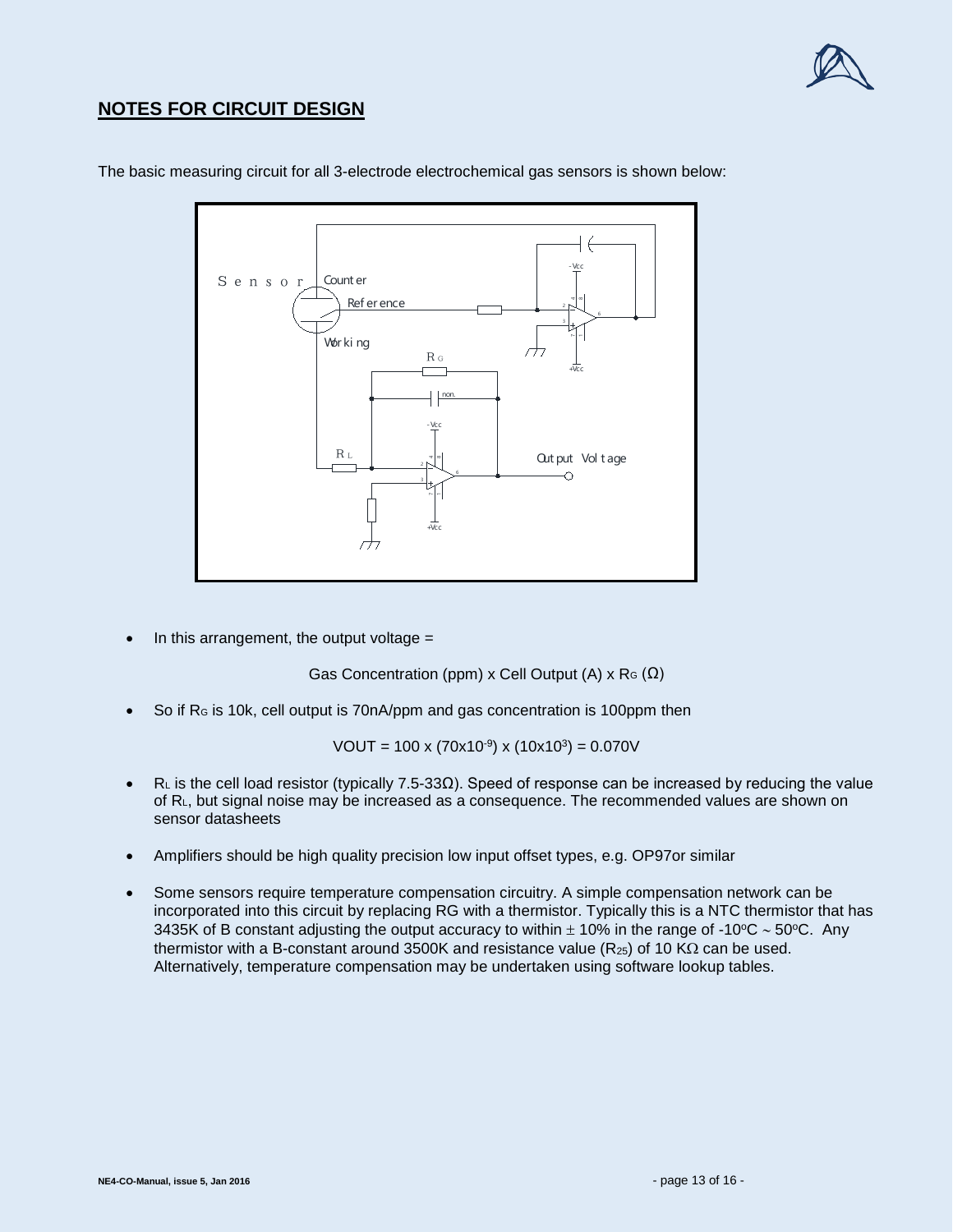## NOTES FOR CIRCUIT DESIGN

The basic measuring circuit for all 3-electrode electrochemical gas sensors is shown below:

- In this arrangement, the output voltage =

  Gas Concentration (ppm) x Cell Output (A) x $R_G$ (Ω)

- So if $R_G$ is 10k, cell output is 70nA/ppm and gas concentration is 100ppm then

  $$V_{OUT} = 100 \times (70 \times 10^{-9}) \times (10 \times 10^{3}) = 0.070V$$

- $R_L$ is the cell load resistor (typically 7.5-33Ω). Speed of response can be increased by reducing the value of $R_L$, but signal noise may be increased as a consequence. The recommended values are shown on sensor datasheets

- Amplifiers should be high quality precision low input offset types, e.g. OP97or similar

- Some sensors require temperature compensation circuitry. A simple compensation network can be incorporated into this circuit by replacing RG with a thermistor. Typically this is a NTC thermistor that has 3435K of B constant adjusting the output accuracy to within ± 10% in the range of -10ºC ~ 50ºC. Any thermistor with a B-constant around 3500K and resistance value ($R_{25}$) of 10 KΩ can be used. Alternatively, temperature compensation may be undertaken using software lookup tables.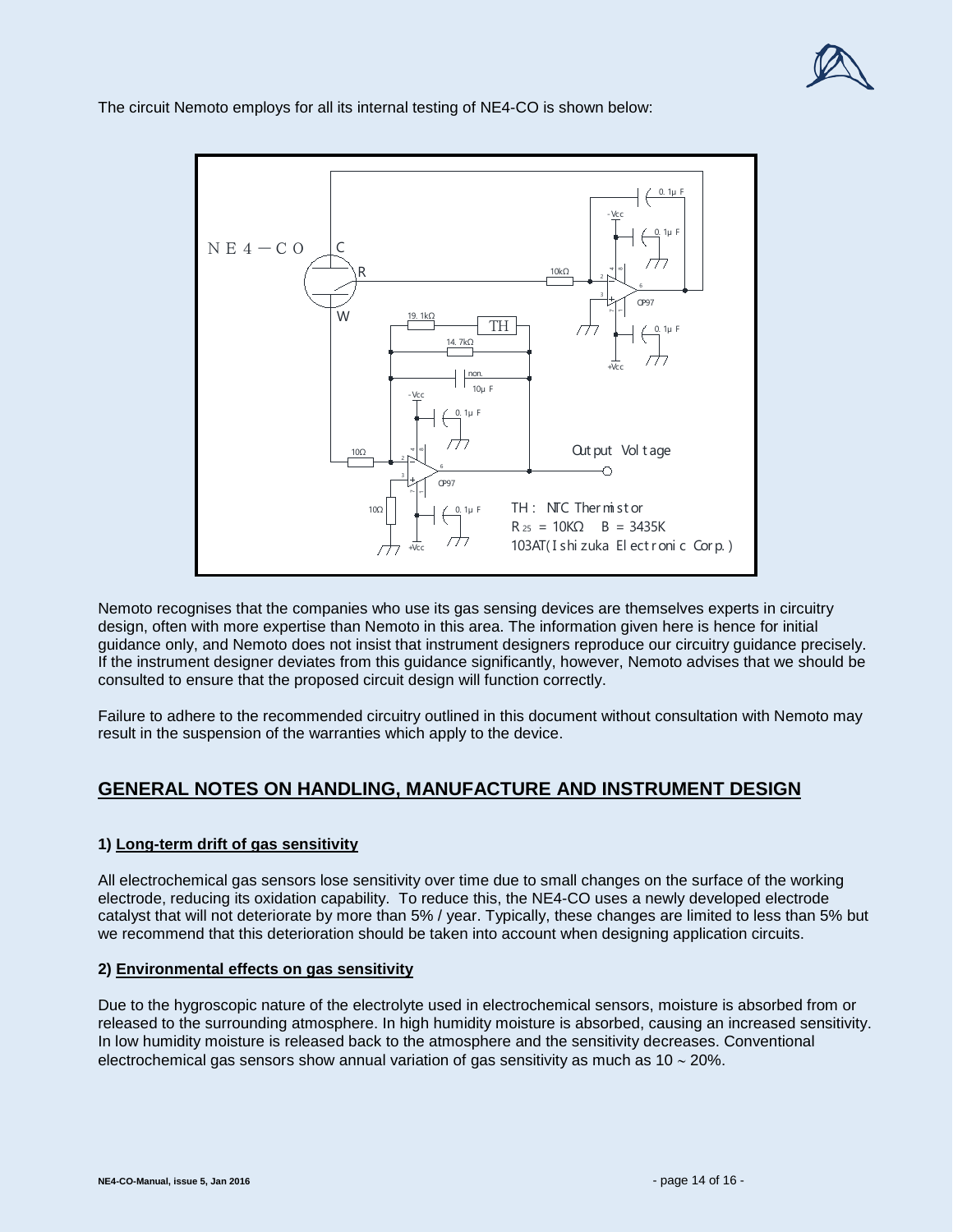The circuit Nemoto employs for all its internal testing of NE4-CO is shown below:

Nemoto recognises that the companies who use its gas sensing devices are themselves experts in circuitry design, often with more expertise than Nemoto in this area. The information given here is hence for initial guidance only, and Nemoto does not insist that instrument designers reproduce our circuitry guidance precisely. If the instrument designer deviates from this guidance significantly, however, Nemoto advises that we should be consulted to ensure that the proposed circuit design will function correctly.

Failure to adhere to the recommended circuitry outlined in this document without consultation with Nemoto may result in the suspension of the warranties which apply to the device.

## GENERAL NOTES ON HANDLING, MANUFACTURE AND INSTRUMENT DESIGN

### 1) Long-term drift of gas sensitivity

All electrochemical gas sensors lose sensitivity over time due to small changes on the surface of the working electrode, reducing its oxidation capability. To reduce this, the NE4-CO uses a newly developed electrode catalyst that will not deteriorate by more than 5% / year. Typically, these changes are limited to less than 5% but we recommend that this deterioration should be taken into account when designing application circuits.

### 2) Environmental effects on gas sensitivity

Due to the hygroscopic nature of the electrolyte used in electrochemical sensors, moisture is absorbed from or released to the surrounding atmosphere. In high humidity moisture is absorbed, causing an increased sensitivity. In low humidity moisture is released back to the atmosphere and the sensitivity decreases. Conventional electrochemical gas sensors show annual variation of gas sensitivity as much as 10 ~ 20%.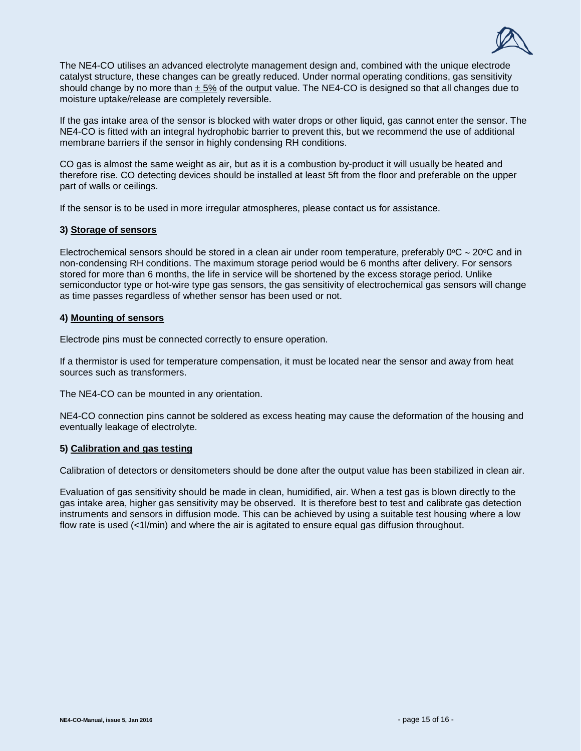The NE4-CO utilises an advanced electrolyte management design and, combined with the unique electrode catalyst structure, these changes can be greatly reduced. Under normal operating conditions, gas sensitivity should change by no more than $\pm$ 5% of the output value. The NE4-CO is designed so that all changes due to moisture uptake/release are completely reversible.

If the gas intake area of the sensor is blocked with water drops or other liquid, gas cannot enter the sensor. The NE4-CO is fitted with an integral hydrophobic barrier to prevent this, but we recommend the use of additional membrane barriers if the sensor in highly condensing RH conditions.

CO gas is almost the same weight as air, but as it is a combustion by-product it will usually be heated and therefore rise. CO detecting devices should be installed at least 5ft from the floor and preferable on the upper part of walls or ceilings.

If the sensor is to be used in more irregular atmospheres, please contact us for assistance.

#### 3) Storage of sensors

Electrochemical sensors should be stored in a clean air under room temperature, preferably 0°C ~ 20°C and in non-condensing RH conditions. The maximum storage period would be 6 months after delivery. For sensors stored for more than 6 months, the life in service will be shortened by the excess storage period. Unlike semiconductor type or hot-wire type gas sensors, the gas sensitivity of electrochemical gas sensors will change as time passes regardless of whether sensor has been used or not.

#### 4) Mounting of sensors

Electrode pins must be connected correctly to ensure operation.

If a thermistor is used for temperature compensation, it must be located near the sensor and away from heat sources such as transformers.

The NE4-CO can be mounted in any orientation.

NE4-CO connection pins cannot be soldered as excess heating may cause the deformation of the housing and eventually leakage of electrolyte.

#### 5) Calibration and gas testing

Calibration of detectors or densitometers should be done after the output value has been stabilized in clean air.

Evaluation of gas sensitivity should be made in clean, humidified, air. When a test gas is blown directly to the gas intake area, higher gas sensitivity may be observed. It is therefore best to test and calibrate gas detection instruments and sensors in diffusion mode. This can be achieved by using a suitable test housing where a low flow rate is used (<1l/min) and where the air is agitated to ensure equal gas diffusion throughout.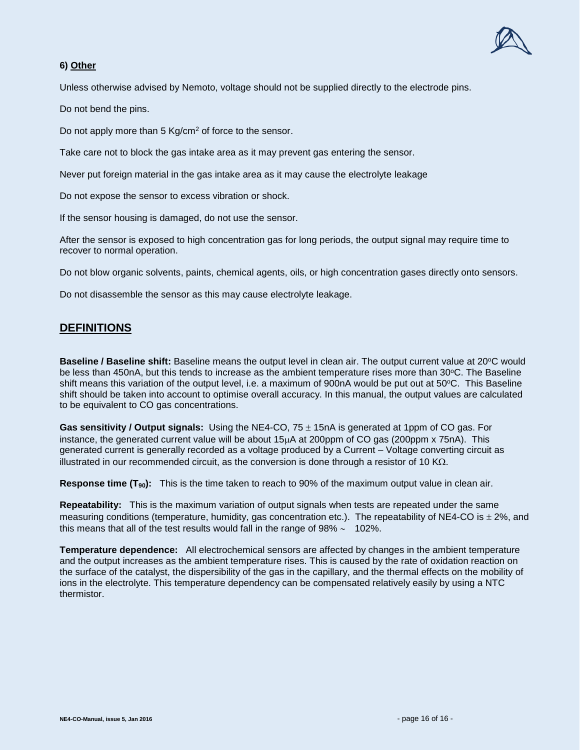### 6) Other

Unless otherwise advised by Nemoto, voltage should not be supplied directly to the electrode pins.

Do not bend the pins.

Do not apply more than 5 $Kg/cm^2$ of force to the sensor.

Take care not to block the gas intake area as it may prevent gas entering the sensor.

Never put foreign material in the gas intake area as it may cause the electrolyte leakage

Do not expose the sensor to excess vibration or shock.

If the sensor housing is damaged, do not use the sensor.

After the sensor is exposed to high concentration gas for long periods, the output signal may require time to recover to normal operation.

Do not blow organic solvents, paints, chemical agents, oils, or high concentration gases directly onto sensors.

Do not disassemble the sensor as this may cause electrolyte leakage.

## DEFINITIONS

**Baseline / Baseline shift:** Baseline means the output level in clean air. The output current value at 20°C would be less than 450nA, but this tends to increase as the ambient temperature rises more than 30°C. The Baseline shift means this variation of the output level, i.e. a maximum of 900nA would be put out at 50°C. This Baseline shift should be taken into account to optimise overall accuracy. In this manual, the output values are calculated to be equivalent to CO gas concentrations.

**Gas sensitivity / Output signals:** Using the NE4-CO, 75 ± 15nA is generated at 1ppm of CO gas. For instance, the generated current value will be about 15μA at 200ppm of CO gas (200ppm x 75nA). This generated current is generally recorded as a voltage produced by a Current – Voltage converting circuit as illustrated in our recommended circuit, as the conversion is done through a resistor of 10 KΩ.

**Response time ($T_{90}$):** This is the time taken to reach to 90% of the maximum output value in clean air.

**Repeatability:** This is the maximum variation of output signals when tests are repeated under the same measuring conditions (temperature, humidity, gas concentration etc.). The repeatability of NE4-CO is ± 2%, and this means that all of the test results would fall in the range of 98% ~ 102%.

**Temperature dependence:** All electrochemical sensors are affected by changes in the ambient temperature and the output increases as the ambient temperature rises. This is caused by the rate of oxidation reaction on the surface of the catalyst, the dispersibility of the gas in the capillary, and the thermal effects on the mobility of ions in the electrolyte. This temperature dependency can be compensated relatively easily by using a NTC thermistor.